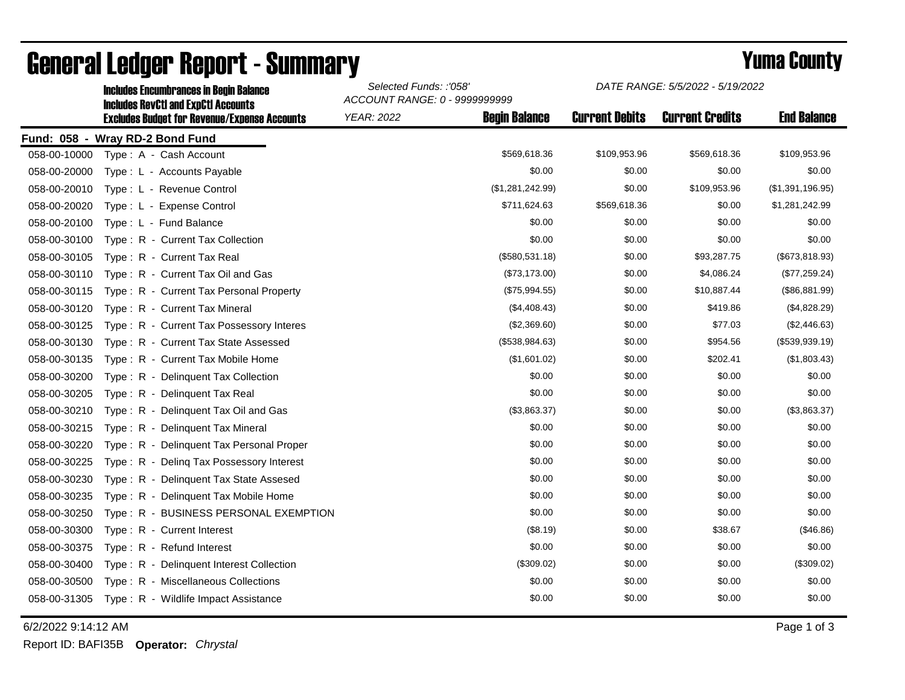# General Ledger Report - Summary

## Yuma County

**Includes Encumbrances in Begin Balance**
**Includes RevCtl and ExpCtl Accounts**
**Excludes Budget for Revenue/Expense Accounts**

*Selected Funds: :'058'*
*ACCOUNT RANGE: 0 - 9999999999*
*YEAR: 2022*

*DATE RANGE: 5/5/2022 - 5/19/2022*

**Fund: 058 - Wray RD-2 Bond Fund**

| Account | Description | Begin Balance | Current Debits | Current Credits | End Balance |
|---|---|---|---|---|---|
| 058-00-10000 | Type : A - Cash Account | $569,618.36 | $109,953.96 | $569,618.36 | $109,953.96 |
| 058-00-20000 | Type : L - Accounts Payable | $0.00 | $0.00 | $0.00 | $0.00 |
| 058-00-20010 | Type : L - Revenue Control | ($1,281,242.99) | $0.00 | $109,953.96 | ($1,391,196.95) |
| 058-00-20020 | Type : L - Expense Control | $711,624.63 | $569,618.36 | $0.00 | $1,281,242.99 |
| 058-00-20100 | Type : L - Fund Balance | $0.00 | $0.00 | $0.00 | $0.00 |
| 058-00-30100 | Type : R - Current Tax Collection | $0.00 | $0.00 | $0.00 | $0.00 |
| 058-00-30105 | Type : R - Current Tax Real | ($580,531.18) | $0.00 | $93,287.75 | ($673,818.93) |
| 058-00-30110 | Type : R - Current Tax Oil and Gas | ($73,173.00) | $0.00 | $4,086.24 | ($77,259.24) |
| 058-00-30115 | Type : R - Current Tax Personal Property | ($75,994.55) | $0.00 | $10,887.44 | ($86,881.99) |
| 058-00-30120 | Type : R - Current Tax Mineral | ($4,408.43) | $0.00 | $419.86 | ($4,828.29) |
| 058-00-30125 | Type : R - Current Tax Possessory Interes | ($2,369.60) | $0.00 | $77.03 | ($2,446.63) |
| 058-00-30130 | Type : R - Current Tax State Assessed | ($538,984.63) | $0.00 | $954.56 | ($539,939.19) |
| 058-00-30135 | Type : R - Current Tax Mobile Home | ($1,601.02) | $0.00 | $202.41 | ($1,803.43) |
| 058-00-30200 | Type : R - Delinquent Tax Collection | $0.00 | $0.00 | $0.00 | $0.00 |
| 058-00-30205 | Type : R - Delinquent Tax Real | $0.00 | $0.00 | $0.00 | $0.00 |
| 058-00-30210 | Type : R - Delinquent Tax Oil and Gas | ($3,863.37) | $0.00 | $0.00 | ($3,863.37) |
| 058-00-30215 | Type : R - Delinquent Tax Mineral | $0.00 | $0.00 | $0.00 | $0.00 |
| 058-00-30220 | Type : R - Delinquent Tax Personal Proper | $0.00 | $0.00 | $0.00 | $0.00 |
| 058-00-30225 | Type : R - Delinq Tax Possessory Interest | $0.00 | $0.00 | $0.00 | $0.00 |
| 058-00-30230 | Type : R - Delinquent Tax State Assesed | $0.00 | $0.00 | $0.00 | $0.00 |
| 058-00-30235 | Type : R - Delinquent Tax Mobile Home | $0.00 | $0.00 | $0.00 | $0.00 |
| 058-00-30250 | Type : R - BUSINESS PERSONAL EXEMPTION | $0.00 | $0.00 | $0.00 | $0.00 |
| 058-00-30300 | Type : R - Current Interest | ($8.19) | $0.00 | $38.67 | ($46.86) |
| 058-00-30375 | Type : R - Refund Interest | $0.00 | $0.00 | $0.00 | $0.00 |
| 058-00-30400 | Type : R - Delinquent Interest Collection | ($309.02) | $0.00 | $0.00 | ($309.02) |
| 058-00-30500 | Type : R - Miscellaneous Collections | $0.00 | $0.00 | $0.00 | $0.00 |
| 058-00-31305 | Type : R - Wildlife Impact Assistance | $0.00 | $0.00 | $0.00 | $0.00 |

6/2/2022 9:14:12 AM

Report ID: BAFI35B **Operator:** *Chrystal*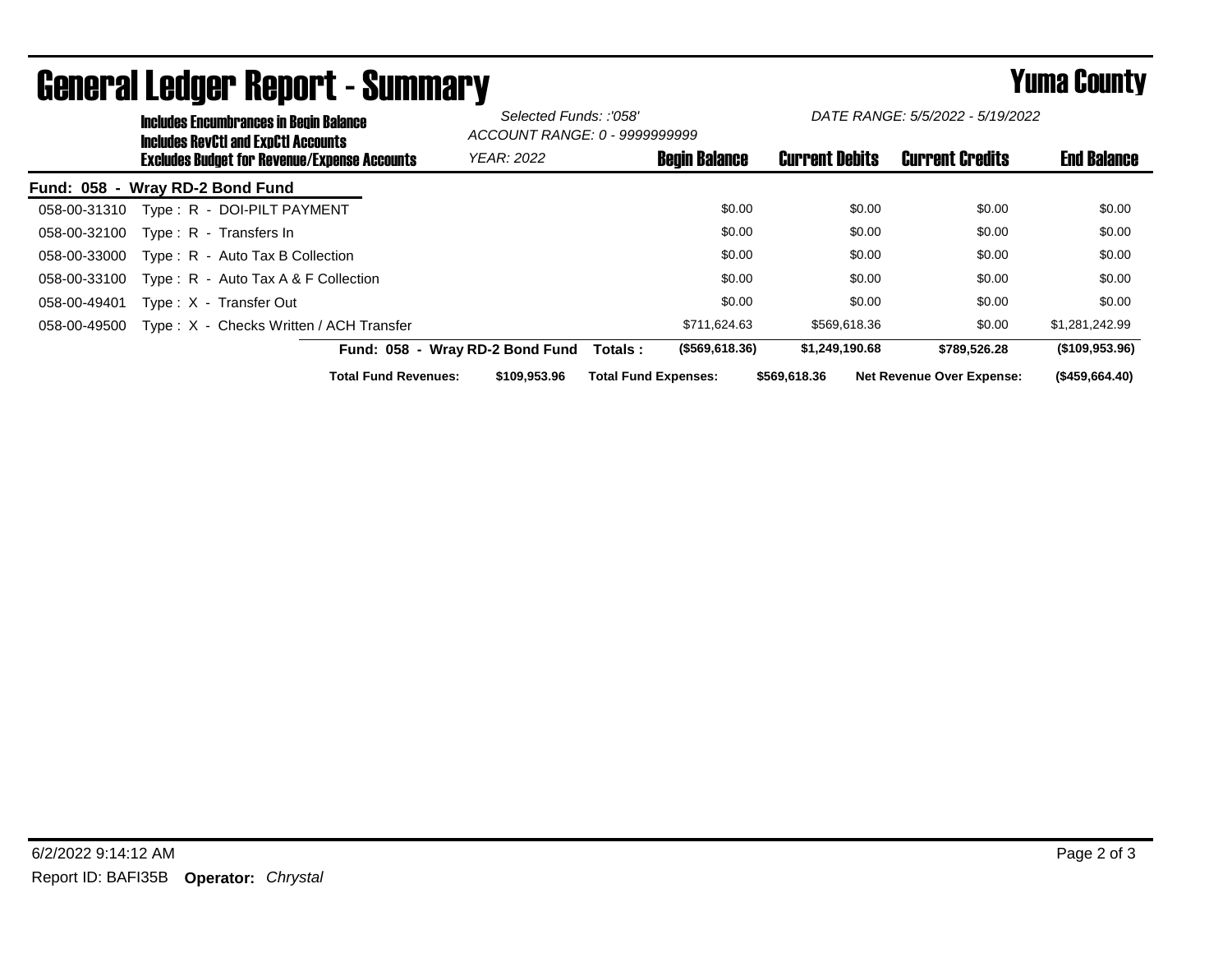# General Ledger Report - Summary

**Yuma County**

**Includes Encumbrances in Begin Balance**
**Includes RevCtl and ExpCtl Accounts**
**Excludes Budget for Revenue/Expense Accounts**

*Selected Funds: :'058'*
*ACCOUNT RANGE: 0 - 9999999999*
*YEAR: 2022*

*DATE RANGE: 5/5/2022 - 5/19/2022*

**Fund: 058 - Wray RD-2 Bond Fund**

| Account | Description | Begin Balance | Current Debits | Current Credits | End Balance |
|---|---|---|---|---|---|
| 058-00-31310 | Type : R - DOI-PILT PAYMENT | $0.00 | $0.00 | $0.00 | $0.00 |
| 058-00-32100 | Type : R - Transfers In | $0.00 | $0.00 | $0.00 | $0.00 |
| 058-00-33000 | Type : R - Auto Tax B Collection | $0.00 | $0.00 | $0.00 | $0.00 |
| 058-00-33100 | Type : R - Auto Tax A & F Collection | $0.00 | $0.00 | $0.00 | $0.00 |
| 058-00-49401 | Type : X - Transfer Out | $0.00 | $0.00 | $0.00 | $0.00 |
| 058-00-49500 | Type : X - Checks Written / ACH Transfer | $711,624.63 | $569,618.36 | $0.00 | $1,281,242.99 |
| | **Fund: 058 - Wray RD-2 Bond Fund Totals :** | **($569,618.36)** | **$1,249,190.68** | **$789,526.28** | **($109,953.96)** |

**Total Fund Revenues:** **$109,953.96** **Total Fund Expenses:** **$569,618.36** **Net Revenue Over Expense:** **($459,664.40)**

6/2/2022 9:14:12 AM

Report ID: BAFI35B **Operator:** *Chrystal*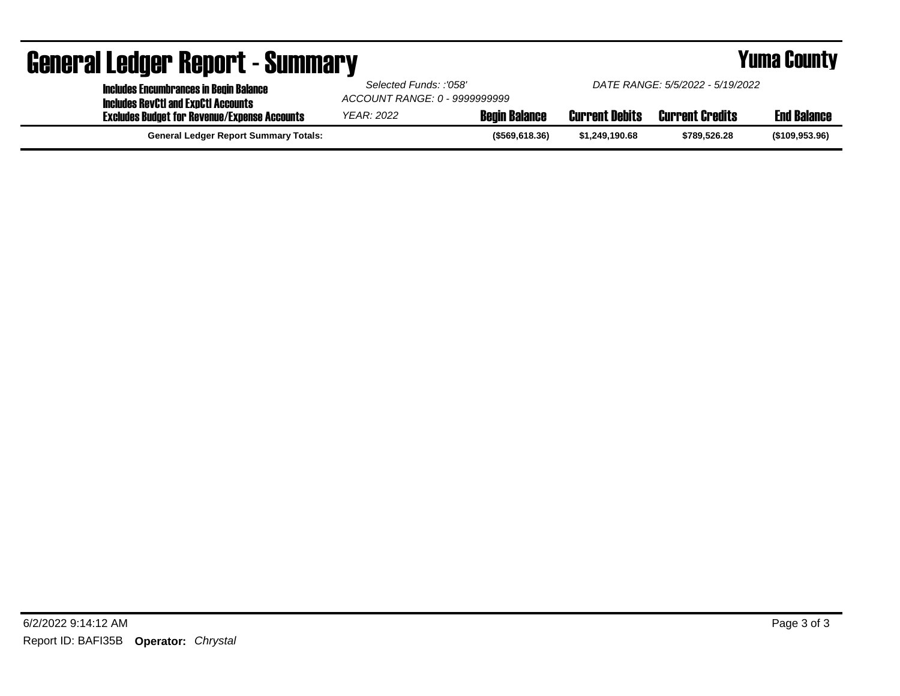# General Ledger Report - Summary

## Yuma County

**Includes Encumbrances in Begin Balance**
**Includes RevCtl and ExpCtl Accounts**
**Excludes Budget for Revenue/Expense Accounts**

*Selected Funds: :'058'*
*ACCOUNT RANGE: 0 - 9999999999*
*YEAR: 2022*

*DATE RANGE: 5/5/2022 - 5/19/2022*

| | Begin Balance | Current Debits | Current Credits | End Balance |
|---|---|---|---|---|
| **General Ledger Report Summary Totals:** | **($569,618.36)** | **$1,249,190.68** | **$789,526.28** | **($109,953.96)** |

6/2/2022 9:14:12 AM

Report ID: BAFI35B **Operator:** *Chrystal*